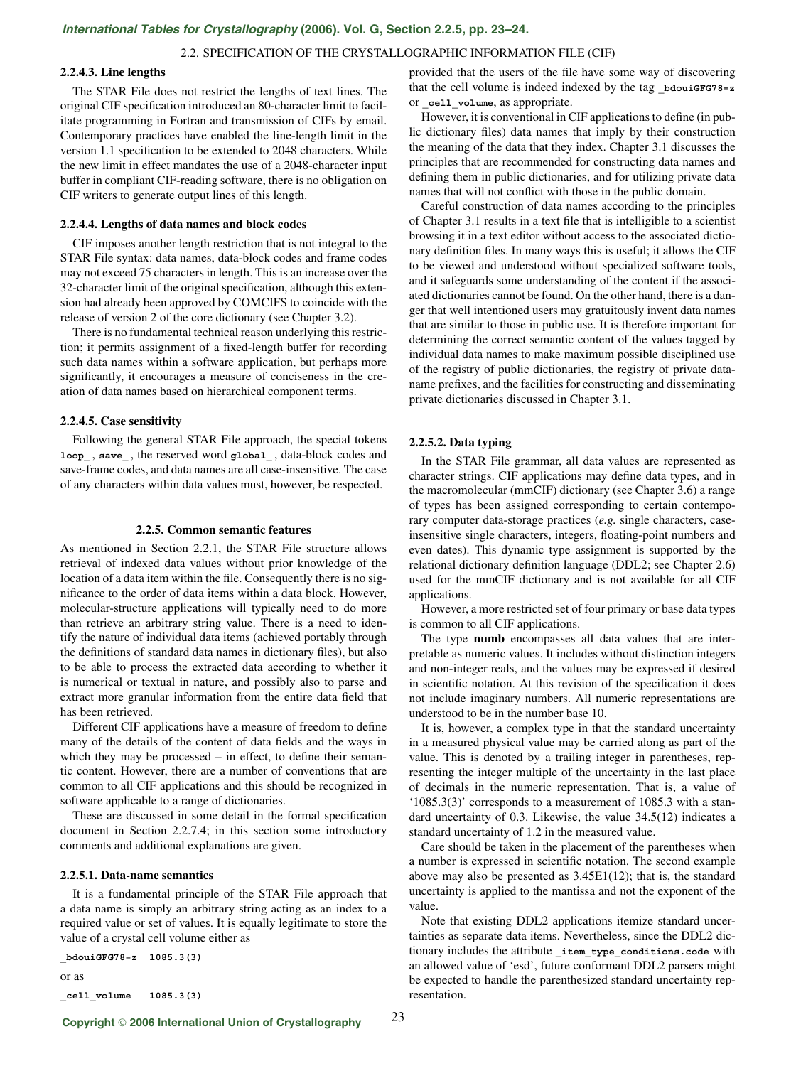#### 2.2.4.3. Line lengths

The STAR File does not restrict the lengths of text lines. The original CIF specification introduced an 80-character limit to facilitate programming in Fortran and transmission of CIFs by email. Contemporary practices have enabled the line-length limit in the version 1.1 specification to be extended to 2048 characters. While the new limit in effect mandates the use of a 2048-character input buffer in compliant CIF-reading software, there is no obligation on CIF writers to generate output lines of this length.

#### 2.2.4.4. Lengths of data names and block codes

CIF imposes another length restriction that is not integral to the STAR File syntax: data names, data-block codes and frame codes may not exceed 75 characters in length. This is an increase over the 32-character limit of the original specification, although this extension had already been approved by COMCIFS to coincide with the release of version 2 of the core dictionary (see Chapter 3.2).

There is no fundamental technical reason underlying this restriction; it permits assignment of a fixed-length buffer for recording such data names within a software application, but perhaps more significantly, it encourages a measure of conciseness in the creation of data names based on hierarchical component terms.

#### 2.2.4.5. Case sensitivity

Following the general STAR File approach, the special tokens **loop_**, **save_**, the reserved word **global_**, data-block codes and save-frame codes, and data names are all case-insensitive. The case of any characters within data values must, however, be respected.

### 2.2.5. Common semantic features

As mentioned in Section 2.2.1, the STAR File structure allows retrieval of indexed data values without prior knowledge of the location of a data item within the file. Consequently there is no significance to the order of data items within a data block. However, molecular-structure applications will typically need to do more than retrieve an arbitrary string value. There is a need to identify the nature of individual data items (achieved portably through the definitions of standard data names in dictionary files), but also to be able to process the extracted data according to whether it is numerical or textual in nature, and possibly also to parse and extract more granular information from the entire data field that has been retrieved.

Different CIF applications have a measure of freedom to define many of the details of the content of data fields and the ways in which they may be processed – in effect, to define their semantic content. However, there are a number of conventions that are common to all CIF applications and this should be recognized in software applicable to a range of dictionaries.

These are discussed in some detail in the formal specification document in Section 2.2.7.4; in this section some introductory comments and additional explanations are given.

#### 2.2.5.1. Data-name semantics

It is a fundamental principle of the STAR File approach that a data name is simply an arbitrary string acting as an index to a required value or set of values. It is equally legitimate to store the value of a crystal cell volume either as

```
_bdouiGFG78=z  1085.3(3)
```

or as

```
_cell_volume   1085.3(3)
```

provided that the users of the file have some way of discovering that the cell volume is indeed indexed by the tag **_bdouiGFG78=z** or **_cell_volume**, as appropriate.

However, it is conventional in CIF applications to define (in public dictionary files) data names that imply by their construction the meaning of the data that they index. Chapter 3.1 discusses the principles that are recommended for constructing data names and defining them in public dictionaries, and for utilizing private data names that will not conflict with those in the public domain.

Careful construction of data names according to the principles of Chapter 3.1 results in a text file that is intelligible to a scientist browsing it in a text editor without access to the associated dictionary definition files. In many ways this is useful; it allows the CIF to be viewed and understood without specialized software tools, and it safeguards some understanding of the content if the associated dictionaries cannot be found. On the other hand, there is a danger that well intentioned users may gratuitously invent data names that are similar to those in public use. It is therefore important for determining the correct semantic content of the values tagged by individual data names to make maximum possible disciplined use of the registry of public dictionaries, the registry of private data-name prefixes, and the facilities for constructing and disseminating private dictionaries discussed in Chapter 3.1.

#### 2.2.5.2. Data typing

In the STAR File grammar, all data values are represented as character strings. CIF applications may define data types, and in the macromolecular (mmCIF) dictionary (see Chapter 3.6) a range of types has been assigned corresponding to certain contemporary computer data-storage practices (*e.g.* single characters, case-insensitive single characters, integers, floating-point numbers and even dates). This dynamic type assignment is supported by the relational dictionary definition language (DDL2; see Chapter 2.6) used for the mmCIF dictionary and is not available for all CIF applications.

However, a more restricted set of four primary or base data types is common to all CIF applications.

The type **numb** encompasses all data values that are interpretable as numeric values. It includes without distinction integers and non-integer reals, and the values may be expressed if desired in scientific notation. At this revision of the specification it does not include imaginary numbers. All numeric representations are understood to be in the number base 10.

It is, however, a complex type in that the standard uncertainty in a measured physical value may be carried along as part of the value. This is denoted by a trailing integer in parentheses, representing the integer multiple of the uncertainty in the last place of decimals in the numeric representation. That is, a value of '1085.3(3)' corresponds to a measurement of 1085.3 with a standard uncertainty of 0.3. Likewise, the value 34.5(12) indicates a standard uncertainty of 1.2 in the measured value.

Care should be taken in the placement of the parentheses when a number is expressed in scientific notation. The second example above may also be presented as 3.45E1(12); that is, the standard uncertainty is applied to the mantissa and not the exponent of the value.

Note that existing DDL2 applications itemize standard uncertainties as separate data items. Nevertheless, since the DDL2 dictionary includes the attribute **_item_type_conditions.code** with an allowed value of 'esd', future conformant DDL2 parsers might be expected to handle the parenthesized standard uncertainty representation.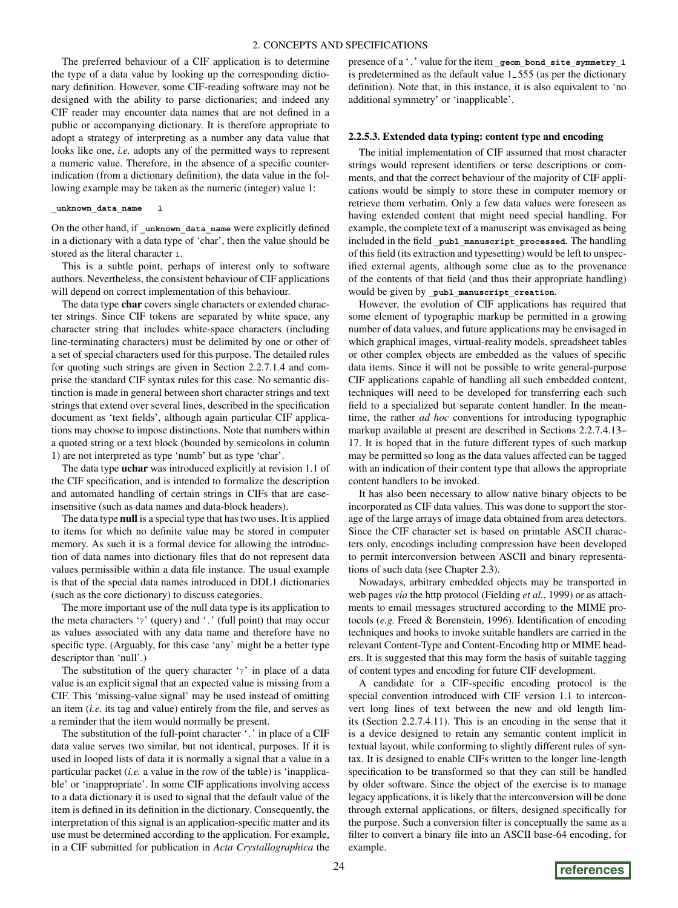The preferred behaviour of a CIF application is to determine the type of a data value by looking up the corresponding dictionary definition. However, some CIF-reading software may not be designed with the ability to parse dictionaries; and indeed any CIF reader may encounter data names that are not defined in a public or accompanying dictionary. It is therefore appropriate to adopt a strategy of interpreting as a number any data value that looks like one, *i.e.* adopts any of the permitted ways to represent a numeric value. Therefore, in the absence of a specific counter-indication (from a dictionary definition), the data value in the following example may be taken as the numeric (integer) value 1:

```
_unknown_data_name   1
```

On the other hand, if `_unknown_data_name` were explicitly defined in a dictionary with a data type of 'char', then the value should be stored as the literal character `1`.

This is a subtle point, perhaps of interest only to software authors. Nevertheless, the consistent behaviour of CIF applications will depend on correct implementation of this behaviour.

The data type **char** covers single characters or extended character strings. Since CIF tokens are separated by white space, any character string that includes white-space characters (including line-terminating characters) must be delimited by one or other of a set of special characters used for this purpose. The detailed rules for quoting such strings are given in Section 2.2.7.1.4 and comprise the standard CIF syntax rules for this case. No semantic distinction is made in general between short character strings and text strings that extend over several lines, described in the specification document as 'text fields', although again particular CIF applications may choose to impose distinctions. Note that numbers within a quoted string or a text block (bounded by semicolons in column 1) are not interpreted as type 'numb' but as type 'char'.

The data type **uchar** was introduced explicitly at revision 1.1 of the CIF specification, and is intended to formalize the description and automated handling of certain strings in CIFs that are case-insensitive (such as data names and data-block headers).

The data type **null** is a special type that has two uses. It is applied to items for which no definite value may be stored in computer memory. As such it is a formal device for allowing the introduction of data names into dictionary files that do not represent data values permissible within a data file instance. The usual example is that of the special data names introduced in DDL1 dictionaries (such as the core dictionary) to discuss categories.

The more important use of the null data type is its application to the meta characters '`?`' (query) and '`.`' (full point) that may occur as values associated with any data name and therefore have no specific type. (Arguably, for this case 'any' might be a better type descriptor than 'null'.)

The substitution of the query character '`?`' in place of a data value is an explicit signal that an expected value is missing from a CIF. This 'missing-value signal' may be used instead of omitting an item (*i.e.* its tag and value) entirely from the file, and serves as a reminder that the item would normally be present.

The substitution of the full-point character '`.`' in place of a CIF data value serves two similar, but not identical, purposes. If it is used in looped lists of data it is normally a signal that a value in a particular packet (*i.e.* a value in the row of the table) is 'inapplicable' or 'inappropriate'. In some CIF applications involving access to a data dictionary it is used to signal that the default value of the item is defined in its definition in the dictionary. Consequently, the interpretation of this signal is an application-specific matter and its use must be determined according to the application. For example, in a CIF submitted for publication in *Acta Crystallographica* the presence of a '`.`' value for the item `_geom_bond_site_symmetry_1` is predetermined as the default value 1_555 (as per the dictionary definition). Note that, in this instance, it is also equivalent to 'no additional symmetry' or 'inapplicable'.

#### 2.2.5.3. Extended data typing: content type and encoding

The initial implementation of CIF assumed that most character strings would represent identifiers or terse descriptions or comments, and that the correct behaviour of the majority of CIF applications would be simply to store these in computer memory or retrieve them verbatim. Only a few data values were foreseen as having extended content that might need special handling. For example, the complete text of a manuscript was envisaged as being included in the field `_publ_manuscript_processed`. The handling of this field (its extraction and typesetting) would be left to unspecified external agents, although some clue as to the provenance of the contents of that field (and thus their appropriate handling) would be given by `_publ_manuscript_creation`.

However, the evolution of CIF applications has required that some element of typographic markup be permitted in a growing number of data values, and future applications may be envisaged in which graphical images, virtual-reality models, spreadsheet tables or other complex objects are embedded as the values of specific data items. Since it will not be possible to write general-purpose CIF applications capable of handling all such embedded content, techniques will need to be developed for transferring each such field to a specialized but separate content handler. In the meantime, the rather *ad hoc* conventions for introducing typographic markup available at present are described in Sections 2.2.7.4.13–17. It is hoped that in the future different types of such markup may be permitted so long as the data values affected can be tagged with an indication of their content type that allows the appropriate content handlers to be invoked.

It has also been necessary to allow native binary objects to be incorporated as CIF data values. This was done to support the storage of the large arrays of image data obtained from area detectors. Since the CIF character set is based on printable ASCII characters only, encodings including compression have been developed to permit interconversion between ASCII and binary representations of such data (see Chapter 2.3).

Nowadays, arbitrary embedded objects may be transported in web pages *via* the http protocol (Fielding *et al.*, 1999) or as attachments to email messages structured according to the MIME protocols (*e.g.* Freed & Borenstein, 1996). Identification of encoding techniques and hooks to invoke suitable handlers are carried in the relevant Content-Type and Content-Encoding http or MIME headers. It is suggested that this may form the basis of suitable tagging of content types and encoding for future CIF development.

A candidate for a CIF-specific encoding protocol is the special convention introduced with CIF version 1.1 to interconvert long lines of text between the new and old length limits (Section 2.2.7.4.11). This is an encoding in the sense that it is a device designed to retain any semantic content implicit in textual layout, while conforming to slightly different rules of syntax. It is designed to enable CIFs written to the longer line-length specification to be transformed so that they can still be handled by older software. Since the object of the exercise is to manage legacy applications, it is likely that the interconversion will be done through external applications, or filters, designed specifically for the purpose. Such a conversion filter is conceptually the same as a filter to convert a binary file into an ASCII base-64 encoding, for example.